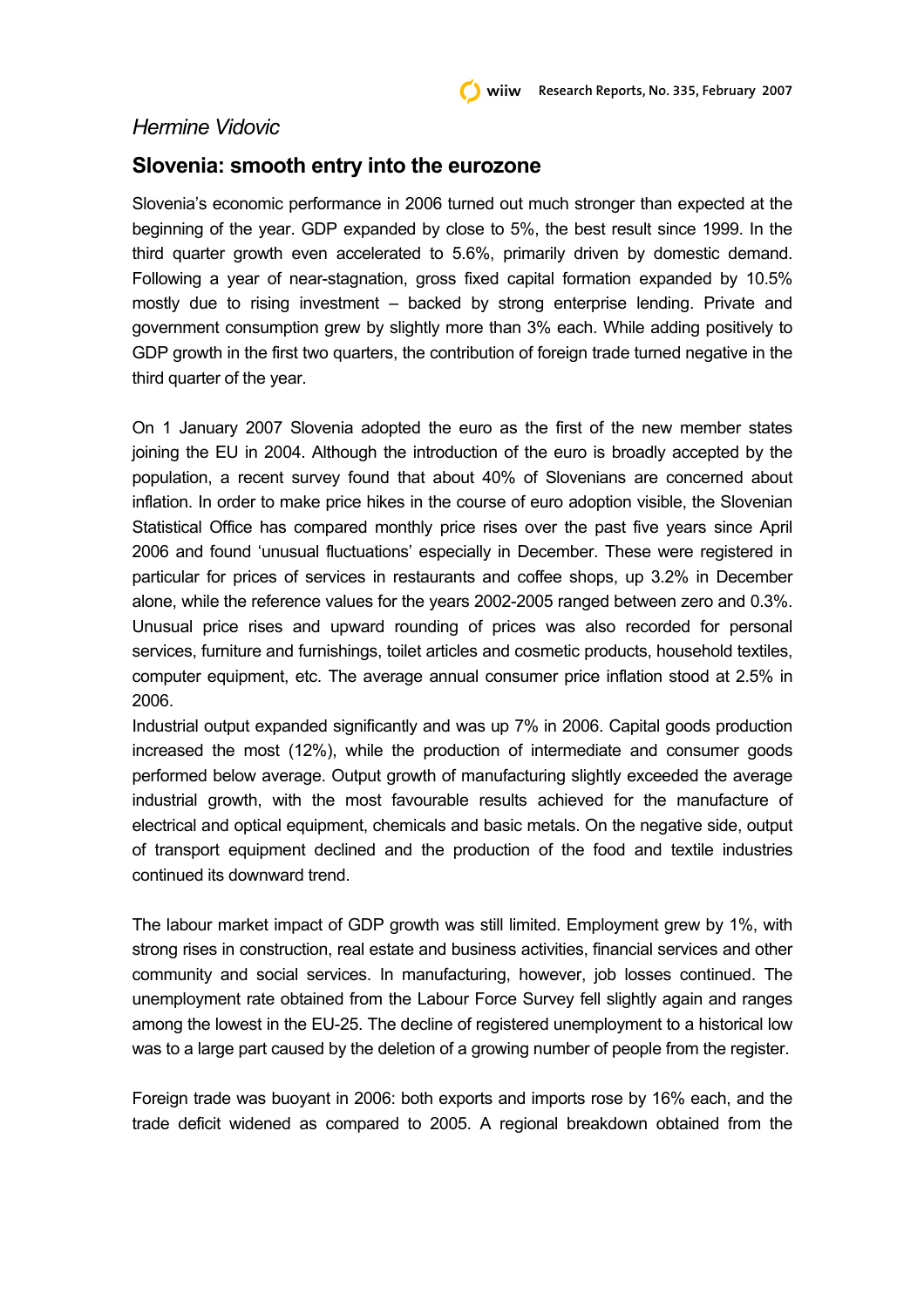*Hermine Vidovic*

## Slovenia: smooth entry into the eurozone

Slovenia's economic performance in 2006 turned out much stronger than expected at the beginning of the year. GDP expanded by close to 5%, the best result since 1999. In the third quarter growth even accelerated to 5.6%, primarily driven by domestic demand. Following a year of near-stagnation, gross fixed capital formation expanded by 10.5% mostly due to rising investment – backed by strong enterprise lending. Private and government consumption grew by slightly more than 3% each. While adding positively to GDP growth in the first two quarters, the contribution of foreign trade turned negative in the third quarter of the year.

On 1 January 2007 Slovenia adopted the euro as the first of the new member states joining the EU in 2004. Although the introduction of the euro is broadly accepted by the population, a recent survey found that about 40% of Slovenians are concerned about inflation. In order to make price hikes in the course of euro adoption visible, the Slovenian Statistical Office has compared monthly price rises over the past five years since April 2006 and found 'unusual fluctuations' especially in December. These were registered in particular for prices of services in restaurants and coffee shops, up 3.2% in December alone, while the reference values for the years 2002-2005 ranged between zero and 0.3%. Unusual price rises and upward rounding of prices was also recorded for personal services, furniture and furnishings, toilet articles and cosmetic products, household textiles, computer equipment, etc. The average annual consumer price inflation stood at 2.5% in 2006.

Industrial output expanded significantly and was up 7% in 2006. Capital goods production increased the most (12%), while the production of intermediate and consumer goods performed below average. Output growth of manufacturing slightly exceeded the average industrial growth, with the most favourable results achieved for the manufacture of electrical and optical equipment, chemicals and basic metals. On the negative side, output of transport equipment declined and the production of the food and textile industries continued its downward trend.

The labour market impact of GDP growth was still limited. Employment grew by 1%, with strong rises in construction, real estate and business activities, financial services and other community and social services. In manufacturing, however, job losses continued. The unemployment rate obtained from the Labour Force Survey fell slightly again and ranges among the lowest in the EU-25. The decline of registered unemployment to a historical low was to a large part caused by the deletion of a growing number of people from the register.

Foreign trade was buoyant in 2006: both exports and imports rose by 16% each, and the trade deficit widened as compared to 2005. A regional breakdown obtained from the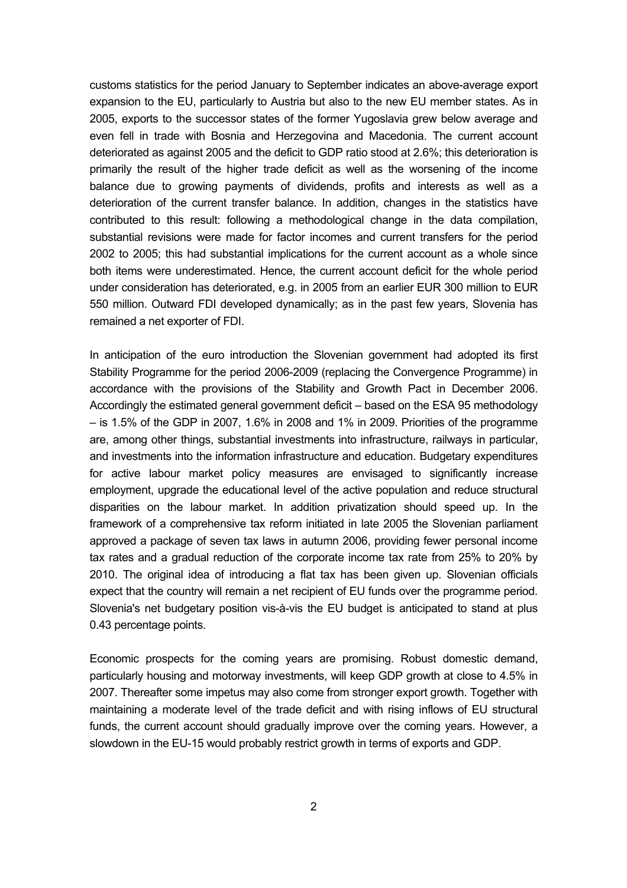customs statistics for the period January to September indicates an above-average export expansion to the EU, particularly to Austria but also to the new EU member states. As in 2005, exports to the successor states of the former Yugoslavia grew below average and even fell in trade with Bosnia and Herzegovina and Macedonia. The current account deteriorated as against 2005 and the deficit to GDP ratio stood at 2.6%; this deterioration is primarily the result of the higher trade deficit as well as the worsening of the income balance due to growing payments of dividends, profits and interests as well as a deterioration of the current transfer balance. In addition, changes in the statistics have contributed to this result: following a methodological change in the data compilation, substantial revisions were made for factor incomes and current transfers for the period 2002 to 2005; this had substantial implications for the current account as a whole since both items were underestimated. Hence, the current account deficit for the whole period under consideration has deteriorated, e.g. in 2005 from an earlier EUR 300 million to EUR 550 million. Outward FDI developed dynamically; as in the past few years, Slovenia has remained a net exporter of FDI.

In anticipation of the euro introduction the Slovenian government had adopted its first Stability Programme for the period 2006-2009 (replacing the Convergence Programme) in accordance with the provisions of the Stability and Growth Pact in December 2006. Accordingly the estimated general government deficit – based on the ESA 95 methodology – is 1.5% of the GDP in 2007, 1.6% in 2008 and 1% in 2009. Priorities of the programme are, among other things, substantial investments into infrastructure, railways in particular, and investments into the information infrastructure and education. Budgetary expenditures for active labour market policy measures are envisaged to significantly increase employment, upgrade the educational level of the active population and reduce structural disparities on the labour market. In addition privatization should speed up. In the framework of a comprehensive tax reform initiated in late 2005 the Slovenian parliament approved a package of seven tax laws in autumn 2006, providing fewer personal income tax rates and a gradual reduction of the corporate income tax rate from 25% to 20% by 2010. The original idea of introducing a flat tax has been given up. Slovenian officials expect that the country will remain a net recipient of EU funds over the programme period. Slovenia's net budgetary position vis-à-vis the EU budget is anticipated to stand at plus 0.43 percentage points.

Economic prospects for the coming years are promising. Robust domestic demand, particularly housing and motorway investments, will keep GDP growth at close to 4.5% in 2007. Thereafter some impetus may also come from stronger export growth. Together with maintaining a moderate level of the trade deficit and with rising inflows of EU structural funds, the current account should gradually improve over the coming years. However, a slowdown in the EU-15 would probably restrict growth in terms of exports and GDP.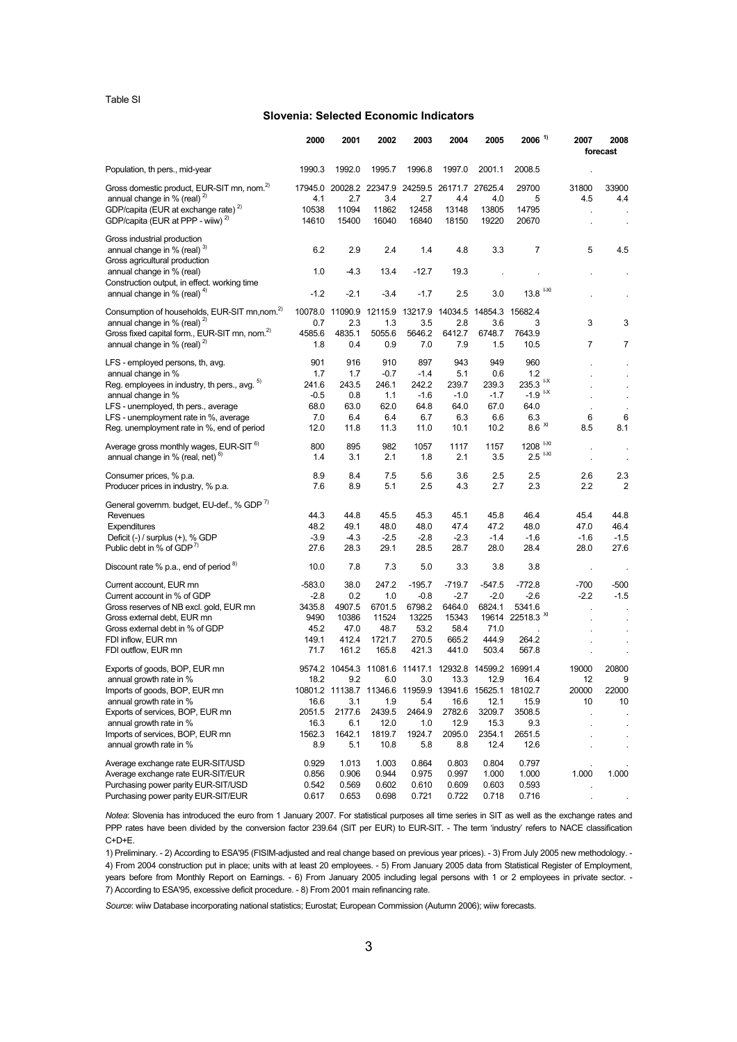Table SI

## Slovenia: Selected Economic Indicators

| | 2000 | 2001 | 2002 | 2003 | 2004 | 2005 | 2006 1) | 2007 | 2008 |
|---|---|---|---|---|---|---|---|---|---|
| | | | | | | | | forecast | |
| Population, th pers., mid-year | 1990.3 | 1992.0 | 1995.7 | 1996.8 | 1997.0 | 2001.1 | 2008.5 | . | |
| Gross domestic product, EUR-SIT mn, nom. 2) | 17945.0 | 20028.2 | 22347.9 | 24259.5 | 26171.7 | 27625.4 | 29700 | 31800 | 33900 |
| annual change in % (real) 2) | 4.1 | 2.7 | 3.4 | 2.7 | 4.4 | 4.0 | 5 | 4.5 | 4.4 |
| GDP/capita (EUR at exchange rate) 2) | 10538 | 11094 | 11862 | 12458 | 13148 | 13805 | 14795 | . | . |
| GDP/capita (EUR at PPP - wiiw) 2) | 14610 | 15400 | 16040 | 16840 | 18150 | 19220 | 20670 | . | . |
| Gross industrial production | | | | | | | | | |
| annual change in % (real) 3) | 6.2 | 2.9 | 2.4 | 1.4 | 4.8 | 3.3 | 7 | 5 | 4.5 |
| Gross agricultural production | | | | | | | | | |
| annual change in % (real) | 1.0 | -4.3 | 13.4 | -12.7 | 19.3 | . | . | . | . |
| Construction output, in effect. working time | | | | | | | | | |
| annual change in % (real) 4) | -1.2 | -2.1 | -3.4 | -1.7 | 2.5 | 3.0 | 13.8 I-XI | . | . |
| Consumption of households, EUR-SIT mn,nom. 2) | 10078.0 | 11090.9 | 12115.9 | 13217.9 | 14034.5 | 14854.3 | 15682.4 | | |
| annual change in % (real) 2) | 0.7 | 2.3 | 1.3 | 3.5 | 2.8 | 3.6 | 3 | 3 | 3 |
| Gross fixed capital form., EUR-SIT mn, nom. 2) | 4585.6 | 4835.1 | 5055.6 | 5646.2 | 6412.7 | 6748.7 | 7643.9 | | |
| annual change in % (real) 2) | 1.8 | 0.4 | 0.9 | 7.0 | 7.9 | 1.5 | 10.5 | 7 | 7 |
| LFS - employed persons, th, avg. | 901 | 916 | 910 | 897 | 943 | 949 | 960 | . | . |
| annual change in % | 1.7 | 1.7 | -0.7 | -1.4 | 5.1 | 0.6 | 1.2 | . | . |
| Reg. employees in industry, th pers., avg. 5) | 241.6 | 243.5 | 246.1 | 242.2 | 239.7 | 239.3 | 235.3 I-X | . | . |
| annual change in % | -0.5 | 0.8 | 1.1 | -1.6 | -1.0 | -1.7 | -1.9 I-X | . | . |
| LFS - unemployed, th pers., average | 68.0 | 63.0 | 62.0 | 64.8 | 64.0 | 67.0 | 64.0 | . | . |
| LFS - unemployment rate in %, average | 7.0 | 6.4 | 6.4 | 6.7 | 6.3 | 6.6 | 6.3 | 6 | 6 |
| Reg. unemployment rate in %, end of period | 12.0 | 11.8 | 11.3 | 11.0 | 10.1 | 10.2 | 8.6 XI | 8.5 | 8.1 |
| Average gross monthly wages, EUR-SIT 6) | 800 | 895 | 982 | 1057 | 1117 | 1157 | 1208 I-XI | . | . |
| annual change in % (real, net) 6) | 1.4 | 3.1 | 2.1 | 1.8 | 2.1 | 3.5 | 2.5 I-XI | . | . |
| Consumer prices, % p.a. | 8.9 | 8.4 | 7.5 | 5.6 | 3.6 | 2.5 | 2.5 | 2.6 | 2.3 |
| Producer prices in industry, % p.a. | 7.6 | 8.9 | 5.1 | 2.5 | 4.3 | 2.7 | 2.3 | 2.2 | 2 |
| General governm. budget, EU-def., % GDP 7) | | | | | | | | | |
| Revenues | 44.3 | 44.8 | 45.5 | 45.3 | 45.1 | 45.8 | 46.4 | 45.4 | 44.8 |
| Expenditures | 48.2 | 49.1 | 48.0 | 48.0 | 47.4 | 47.2 | 48.0 | 47.0 | 46.4 |
| Deficit (-) / surplus (+), % GDP | -3.9 | -4.3 | -2.5 | -2.8 | -2.3 | -1.4 | -1.6 | -1.6 | -1.5 |
| Public debt in % of GDP 7) | 27.6 | 28.3 | 29.1 | 28.5 | 28.7 | 28.0 | 28.4 | 28.0 | 27.6 |
| Discount rate % p.a., end of period 8) | 10.0 | 7.8 | 7.3 | 5.0 | 3.3 | 3.8 | 3.8 | . | . |
| Current account, EUR mn | -583.0 | 38.0 | 247.2 | -195.7 | -719.7 | -547.5 | -772.8 | -700 | -500 |
| Current account in % of GDP | -2.8 | 0.2 | 1.0 | -0.8 | -2.7 | -2.0 | -2.6 | -2.2 | -1.5 |
| Gross reserves of NB excl. gold, EUR mn | 3435.8 | 4907.5 | 6701.5 | 6798.2 | 6464.0 | 6824.1 | 5341.6 | . | . |
| Gross external debt, EUR mn | 9490 | 10386 | 11524 | 13225 | 15343 | 19614 | 22518.3 XI | . | . |
| Gross external debt in % of GDP | 45.2 | 47.0 | 48.7 | 53.2 | 58.4 | 71.0 | . | . | . |
| FDI inflow, EUR mn | 149.1 | 412.4 | 1721.7 | 270.5 | 665.2 | 444.9 | 264.2 | . | . |
| FDI outflow, EUR mn | 71.7 | 161.2 | 165.8 | 421.3 | 441.0 | 503.4 | 567.8 | . | . |
| Exports of goods, BOP, EUR mn | 9574.2 | 10454.3 | 11081.6 | 11417.1 | 12932.8 | 14599.2 | 16991.4 | 19000 | 20800 |
| annual growth rate in % | 18.2 | 9.2 | 6.0 | 3.0 | 13.3 | 12.9 | 16.4 | 12 | 9 |
| Imports of goods, BOP, EUR mn | 10801.2 | 11138.7 | 11346.6 | 11959.9 | 13941.6 | 15625.1 | 18102.7 | 20000 | 22000 |
| annual growth rate in % | 16.6 | 3.1 | 1.9 | 5.4 | 16.6 | 12.1 | 15.9 | 10 | 10 |
| Exports of services, BOP, EUR mn | 2051.5 | 2177.6 | 2439.5 | 2464.9 | 2782.6 | 3209.7 | 3508.5 | . | . |
| annual growth rate in % | 16.3 | 6.1 | 12.0 | 1.0 | 12.9 | 15.3 | 9.3 | . | . |
| Imports of services, BOP, EUR mn | 1562.3 | 1642.1 | 1819.7 | 1924.7 | 2095.0 | 2354.1 | 2651.5 | . | . |
| annual growth rate in % | 8.9 | 5.1 | 10.8 | 5.8 | 8.8 | 12.4 | 12.6 | . | . |
| Average exchange rate EUR-SIT/USD | 0.929 | 1.013 | 1.003 | 0.864 | 0.803 | 0.804 | 0.797 | . | . |
| Average exchange rate EUR-SIT/EUR | 0.856 | 0.906 | 0.944 | 0.975 | 0.997 | 1.000 | 1.000 | 1.000 | 1.000 |
| Purchasing power parity EUR-SIT/USD | 0.542 | 0.569 | 0.602 | 0.610 | 0.609 | 0.603 | 0.593 | . | |
| Purchasing power parity EUR-SIT/EUR | 0.617 | 0.653 | 0.698 | 0.721 | 0.722 | 0.718 | 0.716 | . | . |

*Notea*: Slovenia has introduced the euro from 1 January 2007. For statistical purposes all time series in SIT as well as the exchange rates and PPP rates have been divided by the conversion factor 239.64 (SIT per EUR) to EUR-SIT. - The term 'industry' refers to NACE classification C+D+E.

1) Preliminary. - 2) According to ESA'95 (FISIM-adjusted and real change based on previous year prices). - 3) From July 2005 new methodology. - 4) From 2004 construction put in place; units with at least 20 employees. - 5) From January 2005 data from Statistical Register of Employment, years before from Monthly Report on Earnings. - 6) From January 2005 including legal persons with 1 or 2 employees in private sector. - 7) According to ESA'95, excessive deficit procedure. - 8) From 2001 main refinancing rate.

*Source*: wiiw Database incorporating national statistics; Eurostat; European Commission (Autumn 2006); wiiw forecasts.